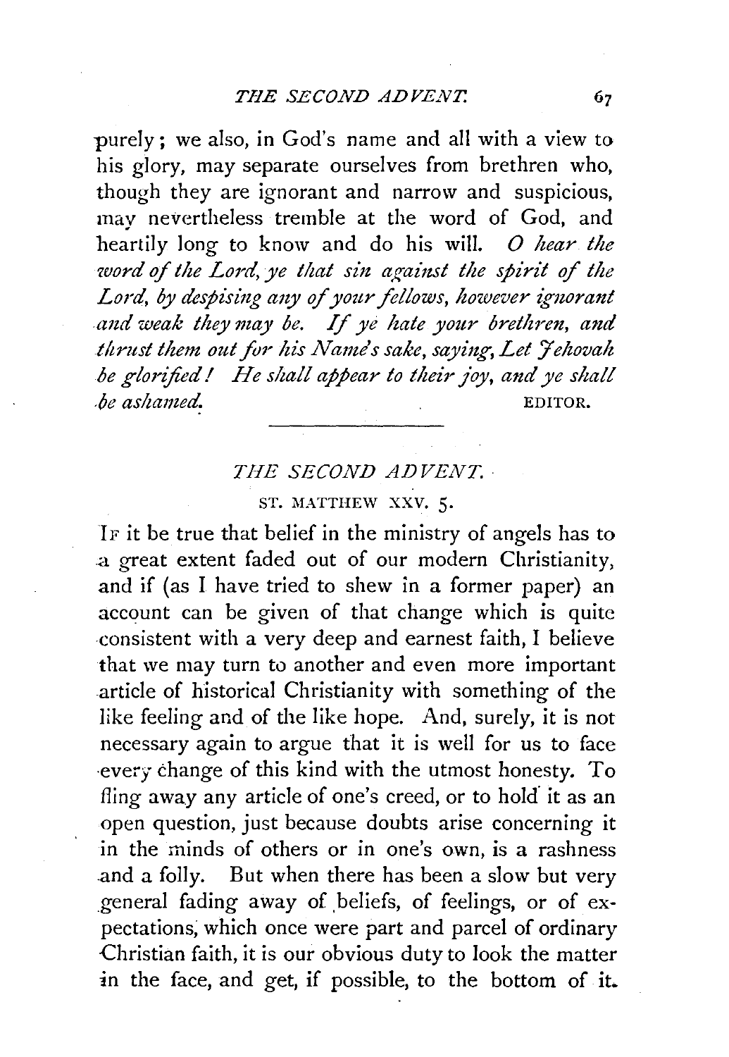purely; we also, in God's name and all with a view to his glory, may separate ourselves from brethren who, though they are ignorant and narrow and suspicious, may nevertheless tremble at the word of God, and heartily long to know and do his will. *O hear the word of the Lord, ye that sin against the spirit of the Lord, by despising any of your fellows, however ignorant and weak they may be. If ye hate your brethren, and thrust them out for his Name's sake, saying, Let Jehovah be glorified! He shall appear to their joy, and ye shall be ashamed.*

EDITOR.

---

## *THE SECOND ADVENT.*

ST. MATTHEW XXV. 5.

If it be true that belief in the ministry of angels has to a great extent faded out of our modern Christianity, and if (as I have tried to shew in a former paper) an account can be given of that change which is quite consistent with a very deep and earnest faith, I believe that we may turn to another and even more important article of historical Christianity with something of the like feeling and of the like hope. And, surely, it is not necessary again to argue that it is well for us to face every change of this kind with the utmost honesty. To fling away any article of one's creed, or to hold it as an open question, just because doubts arise concerning it in the minds of others or in one's own, is a rashness and a folly. But when there has been a slow but very general fading away of beliefs, of feelings, or of expectations, which once were part and parcel of ordinary Christian faith, it is our obvious duty to look the matter in the face, and get, if possible, to the bottom of it.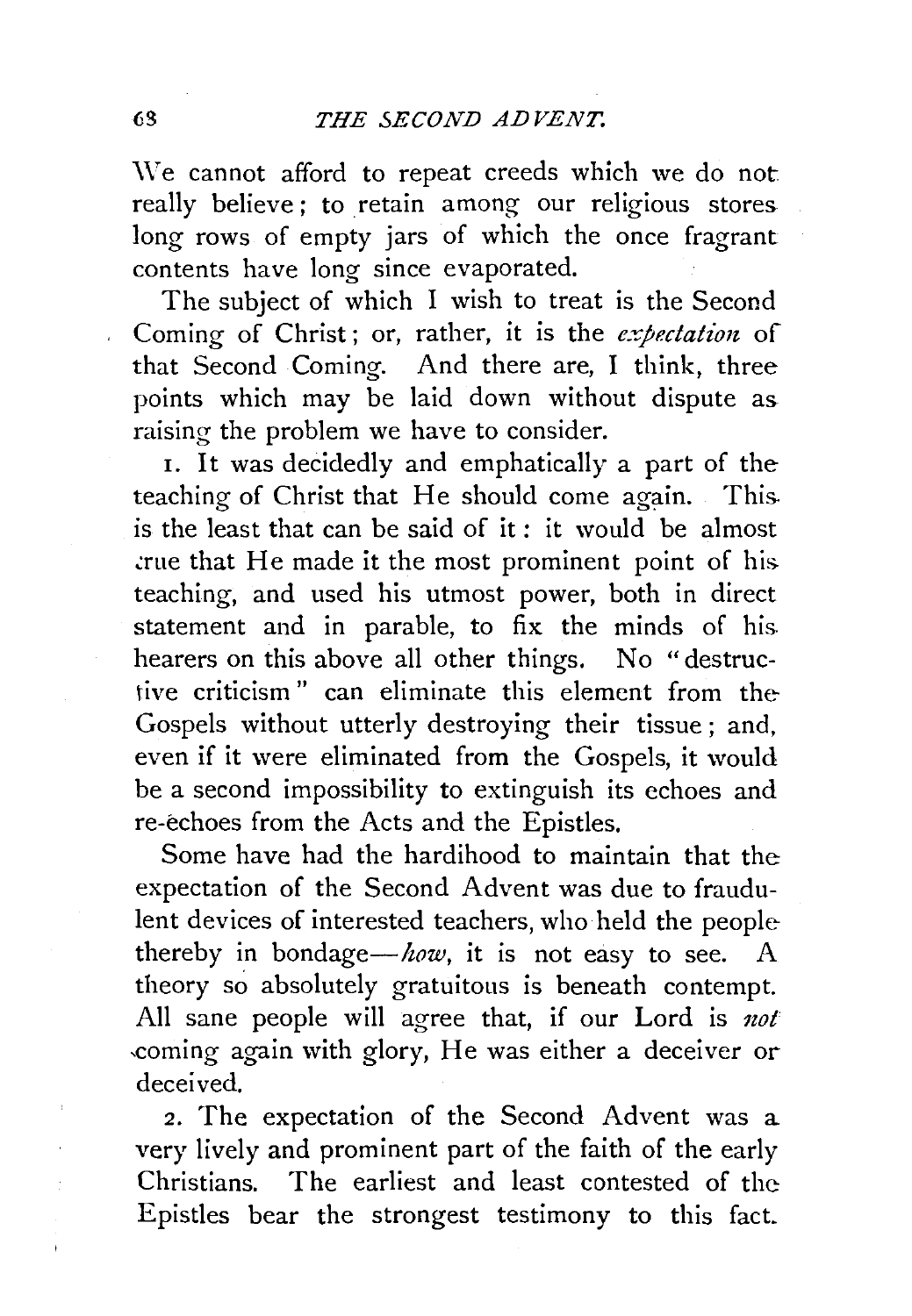We cannot afford to repeat creeds which we do not really believe; to retain among our religious stores long rows of empty jars of which the once fragrant contents have long since evaporated.

The subject of which I wish to treat is the Second Coming of Christ; or, rather, it is the *expectation* of that Second Coming. And there are, I think, three points which may be laid down without dispute as raising the problem we have to consider.

1. It was decidedly and emphatically a part of the teaching of Christ that He should come again. This is the least that can be said of it: it would be almost true that He made it the most prominent point of his teaching, and used his utmost power, both in direct statement and in parable, to fix the minds of his hearers on this above all other things. No "destructive criticism" can eliminate this element from the Gospels without utterly destroying their tissue; and, even if it were eliminated from the Gospels, it would be a second impossibility to extinguish its echoes and re-echoes from the Acts and the Epistles.

Some have had the hardihood to maintain that the expectation of the Second Advent was due to fraudulent devices of interested teachers, who held the people thereby in bondage—*how*, it is not easy to see. A theory so absolutely gratuitous is beneath contempt. All sane people will agree that, if our Lord is *not* coming again with glory, He was either a deceiver or deceived.

2. The expectation of the Second Advent was a very lively and prominent part of the faith of the early Christians. The earliest and least contested of the Epistles bear the strongest testimony to this fact.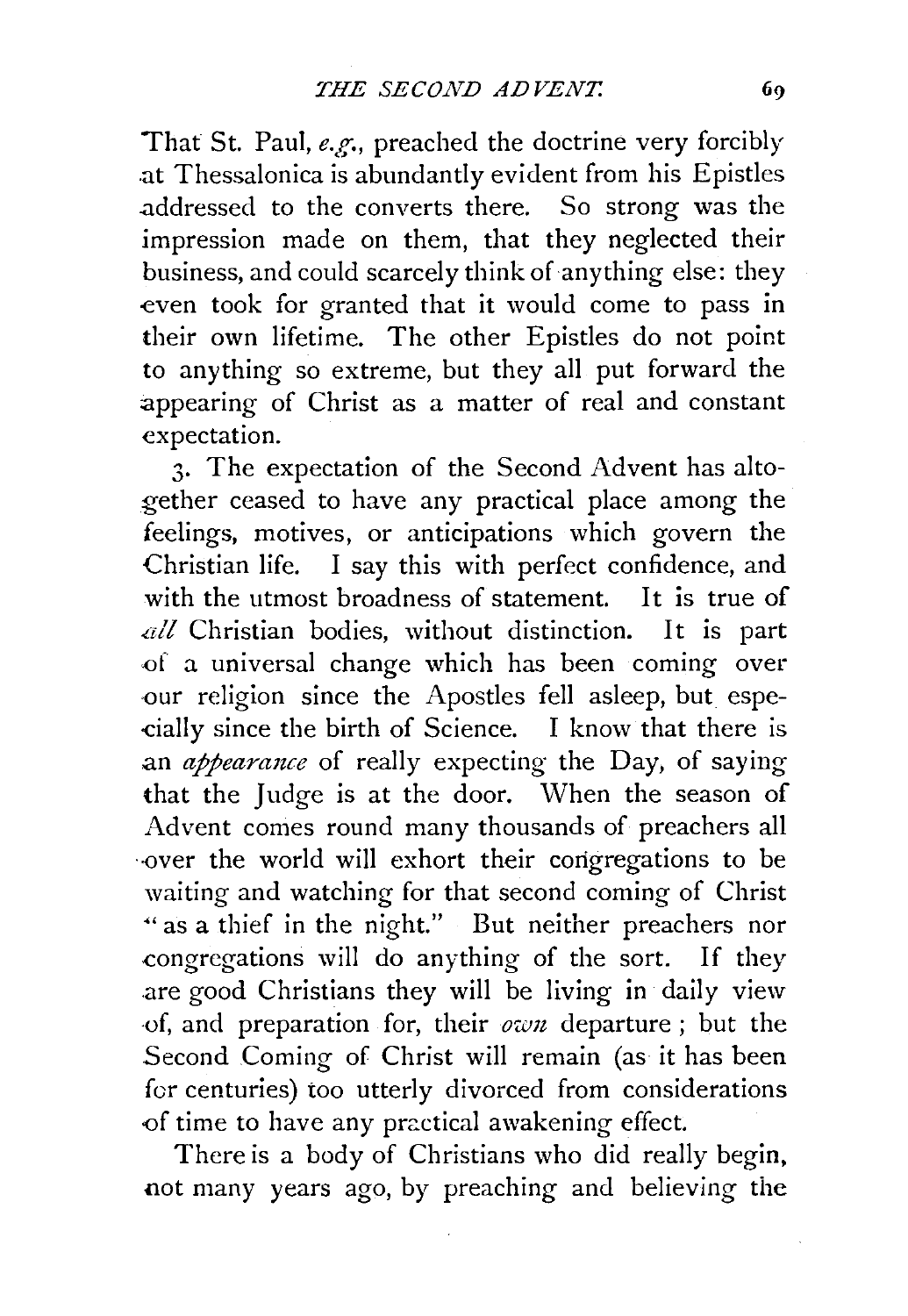That St. Paul, *e.g.*, preached the doctrine very forcibly at Thessalonica is abundantly evident from his Epistles addressed to the converts there. So strong was the impression made on them, that they neglected their business, and could scarcely think of anything else: they even took for granted that it would come to pass in their own lifetime. The other Epistles do not point to anything so extreme, but they all put forward the appearing of Christ as a matter of real and constant expectation.

3. The expectation of the Second Advent has altogether ceased to have any practical place among the feelings, motives, or anticipations which govern the Christian life. I say this with perfect confidence, and with the utmost broadness of statement. It is true of *all* Christian bodies, without distinction. It is part of a universal change which has been coming over our religion since the Apostles fell asleep, but especially since the birth of Science. I know that there is an *appearance* of really expecting the Day, of saying that the Judge is at the door. When the season of Advent comes round many thousands of preachers all over the world will exhort their congregations to be waiting and watching for that second coming of Christ "as a thief in the night." But neither preachers nor congregations will do anything of the sort. If they are good Christians they will be living in daily view of, and preparation for, their *own* departure; but the Second Coming of Christ will remain (as it has been for centuries) too utterly divorced from considerations of time to have any practical awakening effect.

There is a body of Christians who did really begin, not many years ago, by preaching and believing the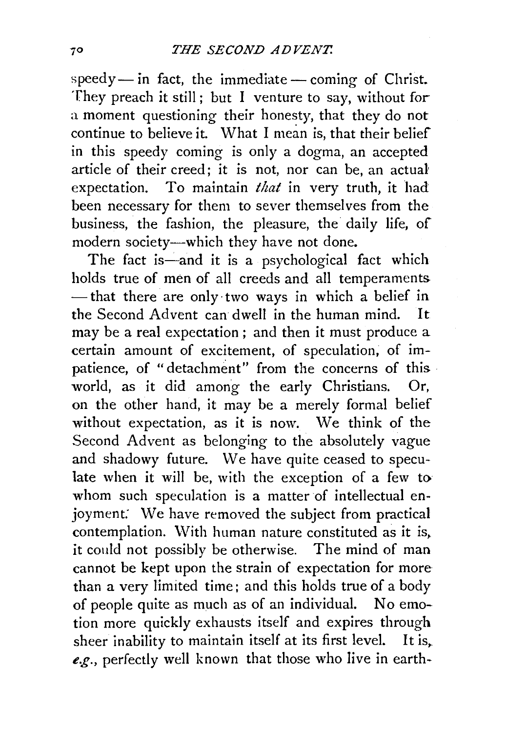speedy — in fact, the immediate — coming of Christ. They preach it still; but I venture to say, without for a moment questioning their honesty, that they do not continue to believe it. What I mean is, that their belief in this speedy coming is only a dogma, an accepted article of their creed; it is not, nor can be, an actual expectation. To maintain *that* in very truth, it had been necessary for them to sever themselves from the business, the fashion, the pleasure, the daily life, of modern society—which they have not done.

The fact is—and it is a psychological fact which holds true of men of all creeds and all temperaments — that there are only two ways in which a belief in the Second Advent can dwell in the human mind. It may be a real expectation; and then it must produce a certain amount of excitement, of speculation, of impatience, of "detachment" from the concerns of this world, as it did among the early Christians. Or, on the other hand, it may be a merely formal belief without expectation, as it is now. We think of the Second Advent as belonging to the absolutely vague and shadowy future. We have quite ceased to speculate when it will be, with the exception of a few to whom such speculation is a matter of intellectual enjoyment. We have removed the subject from practical contemplation. With human nature constituted as it is, it could not possibly be otherwise. The mind of man cannot be kept upon the strain of expectation for more than a very limited time; and this holds true of a body of people quite as much as of an individual. No emotion more quickly exhausts itself and expires through sheer inability to maintain itself at its first level. It is, *e.g.*, perfectly well known that those who live in earth-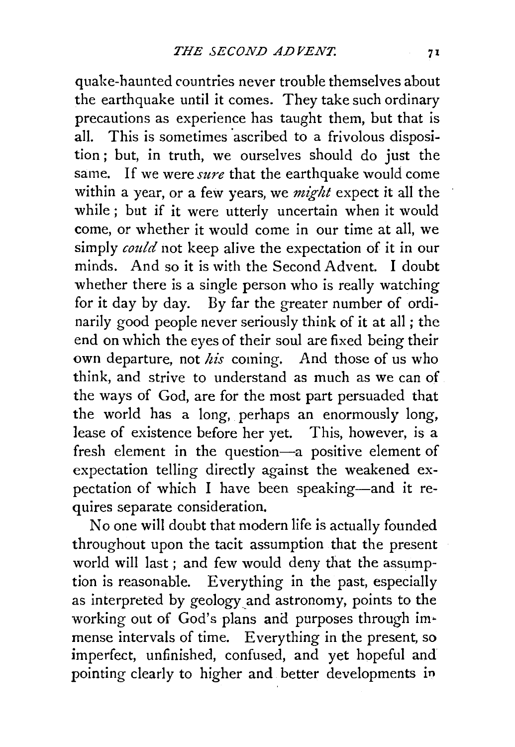quake-haunted countries never trouble themselves about the earthquake until it comes. They take such ordinary precautions as experience has taught them, but that is all. This is sometimes ascribed to a frivolous disposition; but, in truth, we ourselves should do just the same. If we were *sure* that the earthquake would come within a year, or a few years, we *might* expect it all the while; but if it were utterly uncertain when it would come, or whether it would come in our time at all, we simply *could* not keep alive the expectation of it in our minds. And so it is with the Second Advent. I doubt whether there is a single person who is really watching for it day by day. By far the greater number of ordinarily good people never seriously think of it at all; the end on which the eyes of their soul are fixed being their own departure, not *his* coming. And those of us who think, and strive to understand as much as we can of the ways of God, are for the most part persuaded that the world has a long, perhaps an enormously long, lease of existence before her yet. This, however, is a fresh element in the question—a positive element of expectation telling directly against the weakened expectation of which I have been speaking—and it requires separate consideration.

No one will doubt that modern life is actually founded throughout upon the tacit assumption that the present world will last; and few would deny that the assumption is reasonable. Everything in the past, especially as interpreted by geology and astronomy, points to the working out of God's plans and purposes through immense intervals of time. Everything in the present, so imperfect, unfinished, confused, and yet hopeful and pointing clearly to higher and better developments in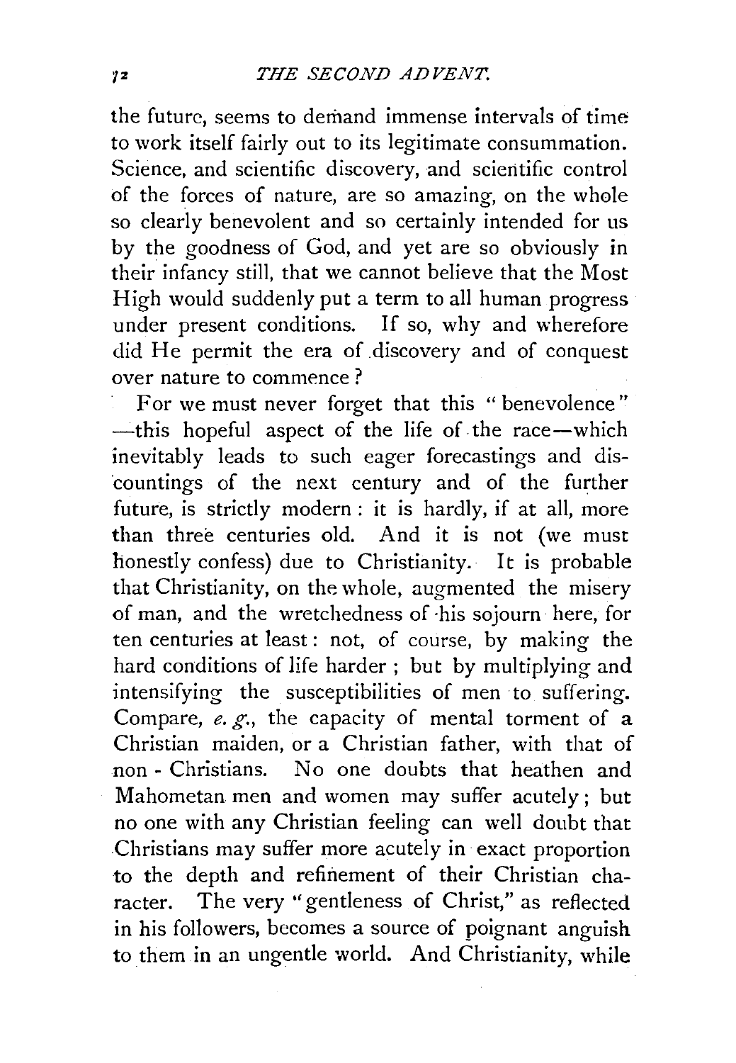the future, seems to demand immense intervals of time to work itself fairly out to its legitimate consummation. Science, and scientific discovery, and scientific control of the forces of nature, are so amazing, on the whole so clearly benevolent and so certainly intended for us by the goodness of God, and yet are so obviously in their infancy still, that we cannot believe that the Most High would suddenly put a term to all human progress under present conditions. If so, why and wherefore did He permit the era of discovery and of conquest over nature to commence?

For we must never forget that this "benevolence"—this hopeful aspect of the life of the race—which inevitably leads to such eager forecastings and discountings of the next century and of the further future, is strictly modern: it is hardly, if at all, more than three centuries old. And it is not (we must honestly confess) due to Christianity. It is probable that Christianity, on the whole, augmented the misery of man, and the wretchedness of his sojourn here, for ten centuries at least: not, of course, by making the hard conditions of life harder; but by multiplying and intensifying the susceptibilities of men to suffering. Compare, *e.g.*, the capacity of mental torment of a Christian maiden, or a Christian father, with that of non-Christians. No one doubts that heathen and Mahometan men and women may suffer acutely; but no one with any Christian feeling can well doubt that Christians may suffer more acutely in exact proportion to the depth and refinement of their Christian character. The very "gentleness of Christ," as reflected in his followers, becomes a source of poignant anguish to them in an ungentle world. And Christianity, while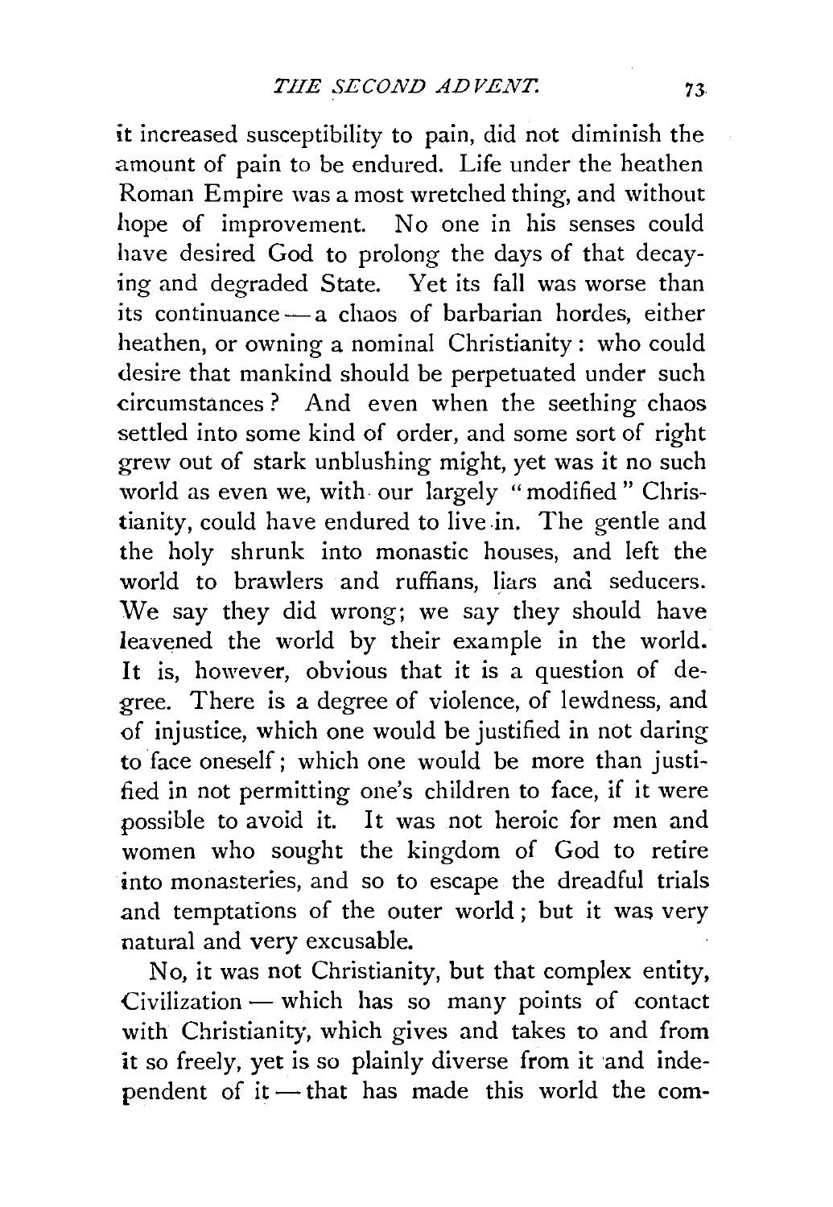it increased susceptibility to pain, did not diminish the amount of pain to be endured. Life under the heathen Roman Empire was a most wretched thing, and without hope of improvement. No one in his senses could have desired God to prolong the days of that decaying and degraded State. Yet its fall was worse than its continuance — a chaos of barbarian hordes, either heathen, or owning a nominal Christianity: who could desire that mankind should be perpetuated under such circumstances? And even when the seething chaos settled into some kind of order, and some sort of right grew out of stark unblushing might, yet was it no such world as even we, with our largely "modified" Christianity, could have endured to live in. The gentle and the holy shrunk into monastic houses, and left the world to brawlers and ruffians, liars and seducers. We say they did wrong; we say they should have leavened the world by their example in the world. It is, however, obvious that it is a question of degree. There is a degree of violence, of lewdness, and of injustice, which one would be justified in not daring to face oneself; which one would be more than justified in not permitting one's children to face, if it were possible to avoid it. It was not heroic for men and women who sought the kingdom of God to retire into monasteries, and so to escape the dreadful trials and temptations of the outer world; but it was very natural and very excusable.

No, it was not Christianity, but that complex entity, Civilization — which has so many points of contact with Christianity, which gives and takes to and from it so freely, yet is so plainly diverse from it and independent of it — that has made this world the com-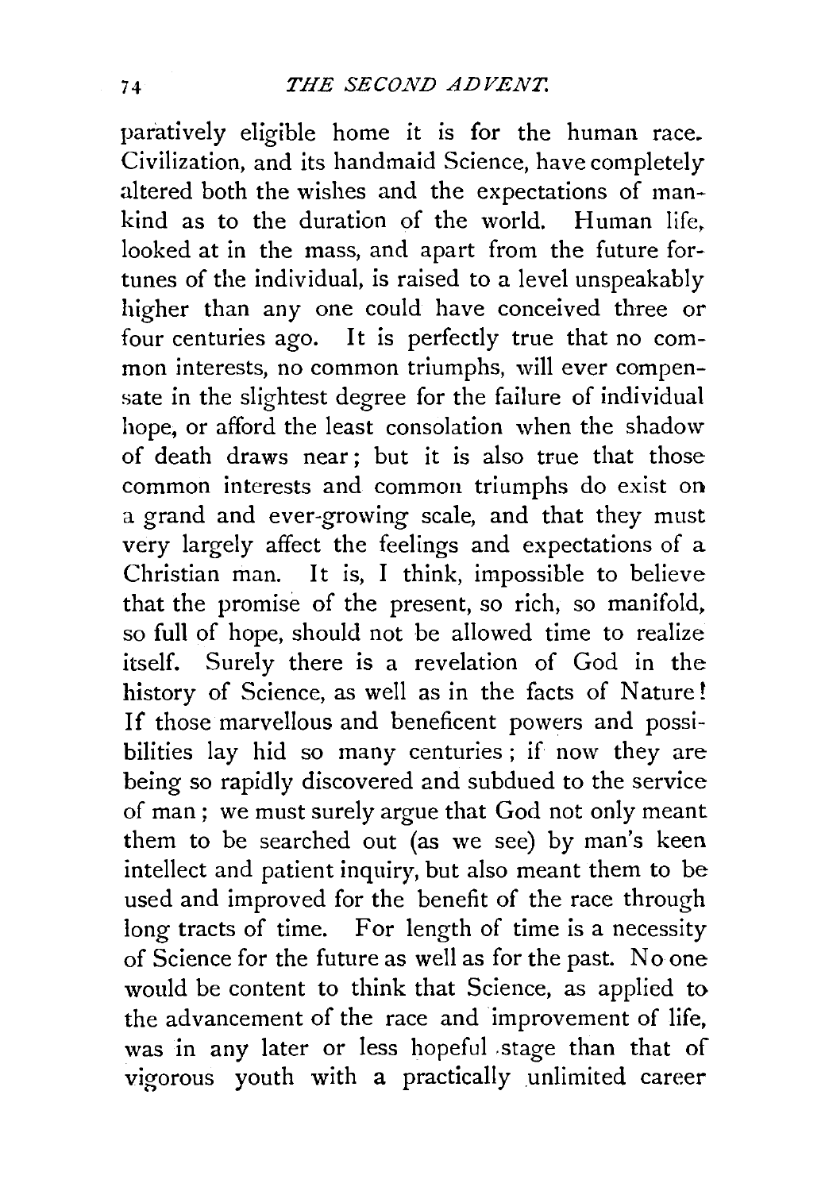paratively eligible home it is for the human race. Civilization, and its handmaid Science, have completely altered both the wishes and the expectations of mankind as to the duration of the world. Human life, looked at in the mass, and apart from the future fortunes of the individual, is raised to a level unspeakably higher than any one could have conceived three or four centuries ago. It is perfectly true that no common interests, no common triumphs, will ever compensate in the slightest degree for the failure of individual hope, or afford the least consolation when the shadow of death draws near; but it is also true that those common interests and common triumphs do exist on a grand and ever-growing scale, and that they must very largely affect the feelings and expectations of a Christian man. It is, I think, impossible to believe that the promise of the present, so rich, so manifold, so full of hope, should not be allowed time to realize itself. Surely there is a revelation of God in the history of Science, as well as in the facts of Nature! If those marvellous and beneficent powers and possibilities lay hid so many centuries; if now they are being so rapidly discovered and subdued to the service of man; we must surely argue that God not only meant them to be searched out (as we see) by man's keen intellect and patient inquiry, but also meant them to be used and improved for the benefit of the race through long tracts of time. For length of time is a necessity of Science for the future as well as for the past. No one would be content to think that Science, as applied to the advancement of the race and improvement of life, was in any later or less hopeful stage than that of vigorous youth with a practically unlimited career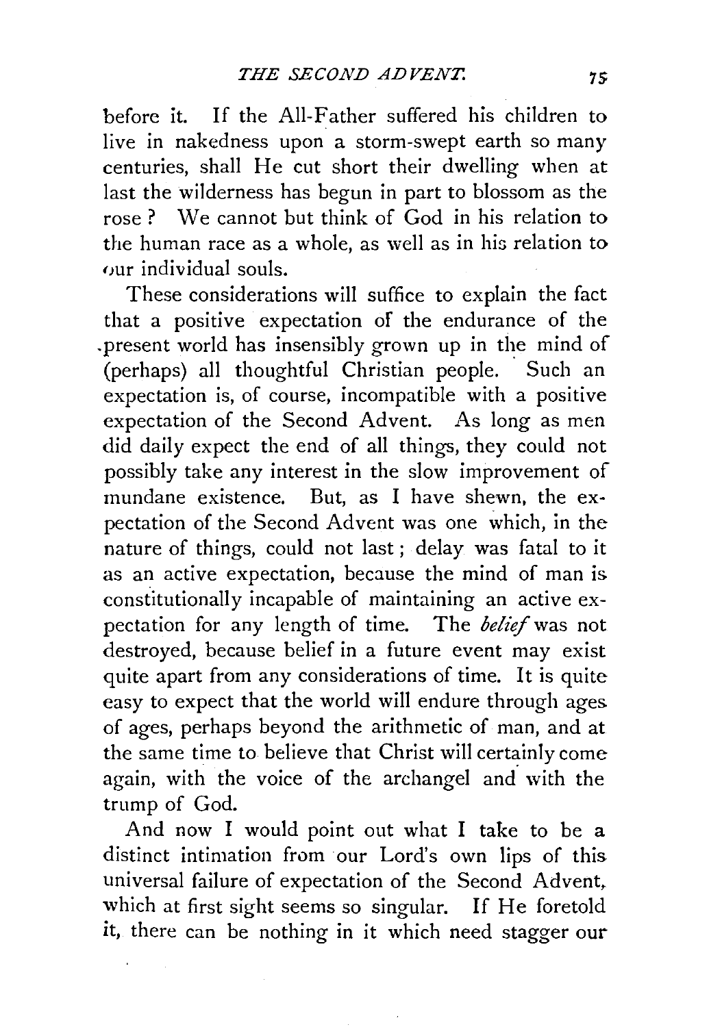before it. If the All-Father suffered his children to live in nakedness upon a storm-swept earth so many centuries, shall He cut short their dwelling when at last the wilderness has begun in part to blossom as the rose? We cannot but think of God in his relation to the human race as a whole, as well as in his relation to our individual souls.

These considerations will suffice to explain the fact that a positive expectation of the endurance of the present world has insensibly grown up in the mind of (perhaps) all thoughtful Christian people. Such an expectation is, of course, incompatible with a positive expectation of the Second Advent. As long as men did daily expect the end of all things, they could not possibly take any interest in the slow improvement of mundane existence. But, as I have shewn, the expectation of the Second Advent was one which, in the nature of things, could not last; delay was fatal to it as an active expectation, because the mind of man is constitutionally incapable of maintaining an active expectation for any length of time. The *belief* was not destroyed, because belief in a future event may exist quite apart from any considerations of time. It is quite easy to expect that the world will endure through ages of ages, perhaps beyond the arithmetic of man, and at the same time to believe that Christ will certainly come again, with the voice of the archangel and with the trump of God.

And now I would point out what I take to be a distinct intimation from our Lord's own lips of this universal failure of expectation of the Second Advent, which at first sight seems so singular. If He foretold it, there can be nothing in it which need stagger our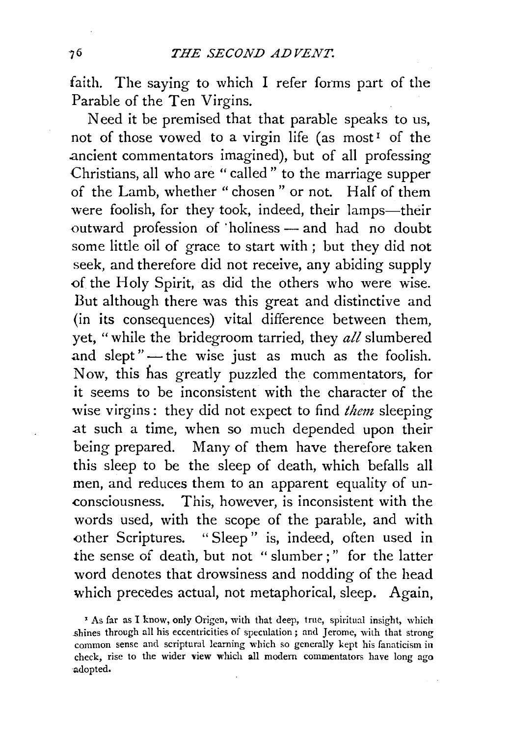faith. The saying to which I refer forms part of the Parable of the Ten Virgins.

Need it be premised that that parable speaks to us, not of those vowed to a virgin life (as most[1] of the ancient commentators imagined), but of all professing Christians, all who are "called" to the marriage supper of the Lamb, whether "chosen" or not. Half of them were foolish, for they took, indeed, their lamps—their outward profession of holiness — and had no doubt some little oil of grace to start with; but they did not seek, and therefore did not receive, any abiding supply of the Holy Spirit, as did the others who were wise. But although there was this great and distinctive and (in its consequences) vital difference between them, yet, "while the bridegroom tarried, they *all* slumbered and slept" — the wise just as much as the foolish. Now, this has greatly puzzled the commentators, for it seems to be inconsistent with the character of the wise virgins: they did not expect to find *them* sleeping at such a time, when so much depended upon their being prepared. Many of them have therefore taken this sleep to be the sleep of death, which befalls all men, and reduces them to an apparent equality of unconsciousness. This, however, is inconsistent with the words used, with the scope of the parable, and with other Scriptures. "Sleep" is, indeed, often used in the sense of death, but not "slumber;" for the latter word denotes that drowsiness and nodding of the head which precedes actual, not metaphorical, sleep. Again,

[1] As far as I know, only Origen, with that deep, true, spiritual insight, which shines through all his eccentricities of speculation; and Jerome, with that strong common sense and scriptural learning which so generally kept his fanaticism in check, rise to the wider view which all modern commentators have long ago adopted.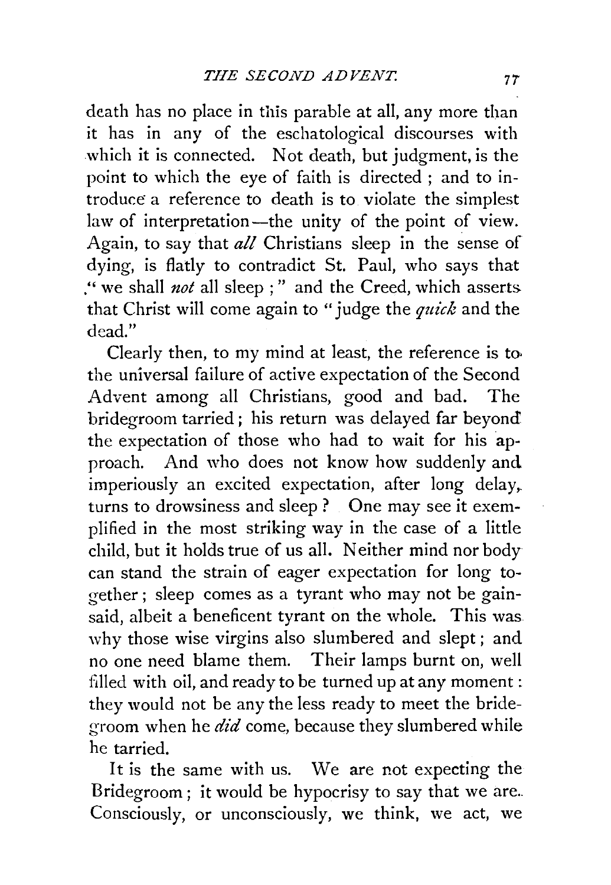death has no place in this parable at all, any more than it has in any of the eschatological discourses with which it is connected. Not death, but judgment, is the point to which the eye of faith is directed; and to introduce a reference to death is to violate the simplest law of interpretation—the unity of the point of view. Again, to say that *all* Christians sleep in the sense of dying, is flatly to contradict St. Paul, who says that "we shall *not* all sleep;" and the Creed, which asserts that Christ will come again to "judge the *quick* and the dead."

Clearly then, to my mind at least, the reference is to the universal failure of active expectation of the Second Advent among all Christians, good and bad. The bridegroom tarried; his return was delayed far beyond the expectation of those who had to wait for his approach. And who does not know how suddenly and imperiously an excited expectation, after long delay, turns to drowsiness and sleep? One may see it exemplified in the most striking way in the case of a little child, but it holds true of us all. Neither mind nor body can stand the strain of eager expectation for long together; sleep comes as a tyrant who may not be gainsaid, albeit a beneficent tyrant on the whole. This was why those wise virgins also slumbered and slept; and no one need blame them. Their lamps burnt on, well filled with oil, and ready to be turned up at any moment: they would not be any the less ready to meet the bridegroom when he *did* come, because they slumbered while he tarried.

It is the same with us. We are not expecting the Bridegroom; it would be hypocrisy to say that we are. Consciously, or unconsciously, we think, we act, we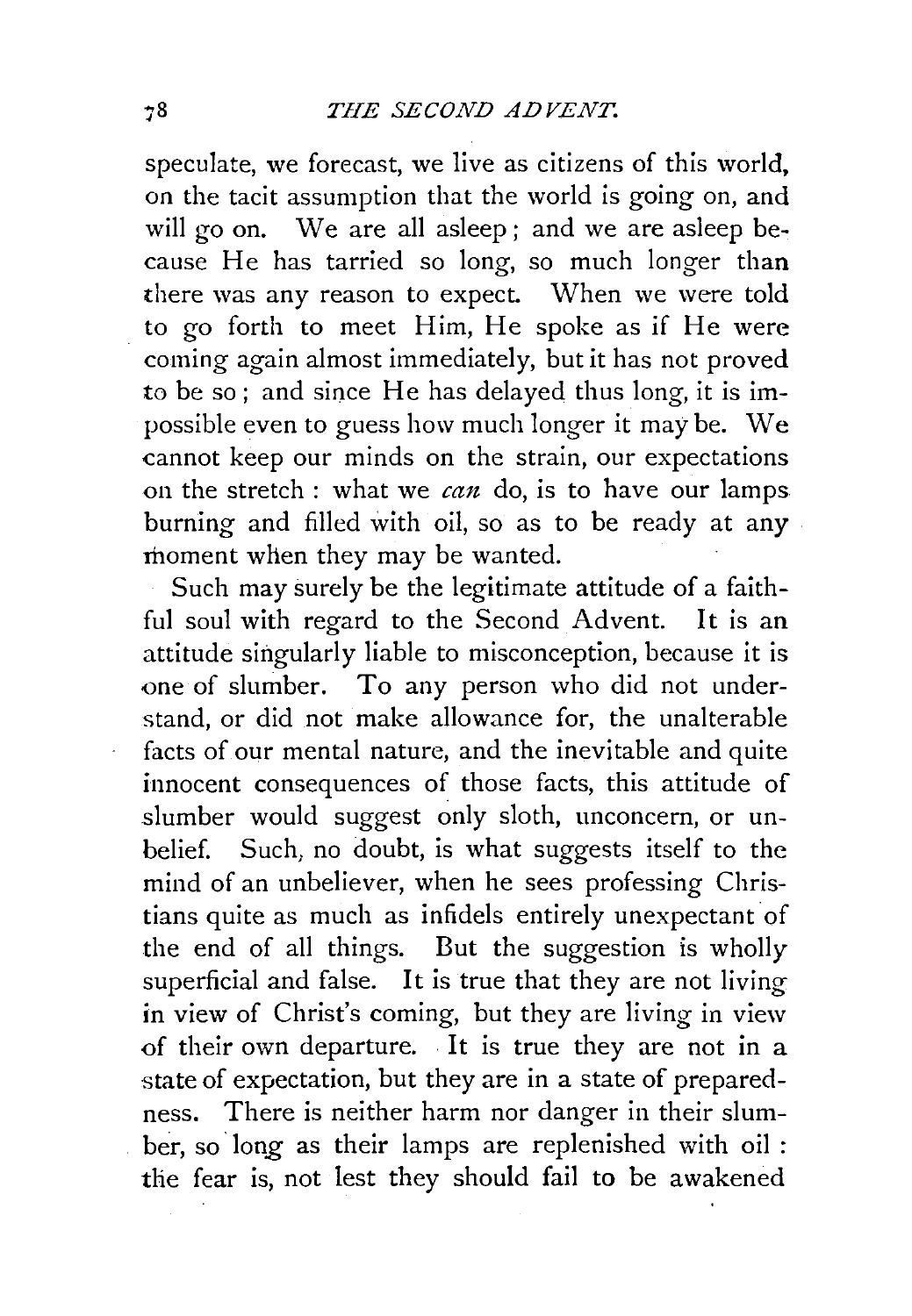speculate, we forecast, we live as citizens of this world, on the tacit assumption that the world is going on, and will go on. We are all asleep; and we are asleep because He has tarried so long, so much longer than there was any reason to expect. When we were told to go forth to meet Him, He spoke as if He were coming again almost immediately, but it has not proved to be so; and since He has delayed thus long, it is impossible even to guess how much longer it may be. We cannot keep our minds on the strain, our expectations on the stretch: what we *can* do, is to have our lamps burning and filled with oil, so as to be ready at any moment when they may be wanted.

Such may surely be the legitimate attitude of a faithful soul with regard to the Second Advent. It is an attitude singularly liable to misconception, because it is one of slumber. To any person who did not understand, or did not make allowance for, the unalterable facts of our mental nature, and the inevitable and quite innocent consequences of those facts, this attitude of slumber would suggest only sloth, unconcern, or unbelief. Such, no doubt, is what suggests itself to the mind of an unbeliever, when he sees professing Christians quite as much as infidels entirely unexpectant of the end of all things. But the suggestion is wholly superficial and false. It is true that they are not living in view of Christ's coming, but they are living in view of their own departure. It is true they are not in a state of expectation, but they are in a state of preparedness. There is neither harm nor danger in their slumber, so long as their lamps are replenished with oil: the fear is, not lest they should fail to be awakened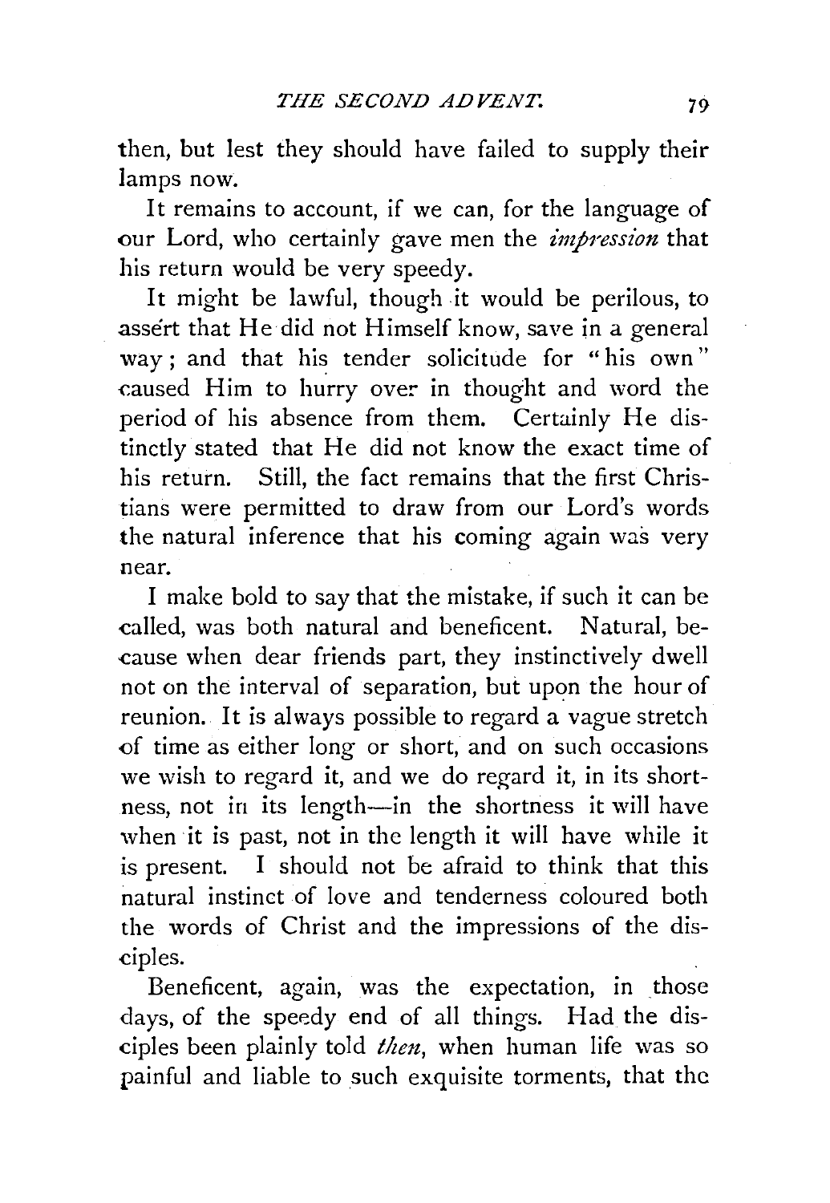then, but lest they should have failed to supply their lamps now.

It remains to account, if we can, for the language of our Lord, who certainly gave men the *impression* that his return would be very speedy.

It might be lawful, though it would be perilous, to assert that He did not Himself know, save in a general way; and that his tender solicitude for "his own" caused Him to hurry over in thought and word the period of his absence from them. Certainly He distinctly stated that He did not know the exact time of his return. Still, the fact remains that the first Christians were permitted to draw from our Lord's words the natural inference that his coming again was very near.

I make bold to say that the mistake, if such it can be called, was both natural and beneficent. Natural, because when dear friends part, they instinctively dwell not on the interval of separation, but upon the hour of reunion. It is always possible to regard a vague stretch of time as either long or short, and on such occasions we wish to regard it, and we do regard it, in its shortness, not in its length—in the shortness it will have when it is past, not in the length it will have while it is present. I should not be afraid to think that this natural instinct of love and tenderness coloured both the words of Christ and the impressions of the disciples.

Beneficent, again, was the expectation, in those days, of the speedy end of all things. Had the disciples been plainly told *then*, when human life was so painful and liable to such exquisite torments, that the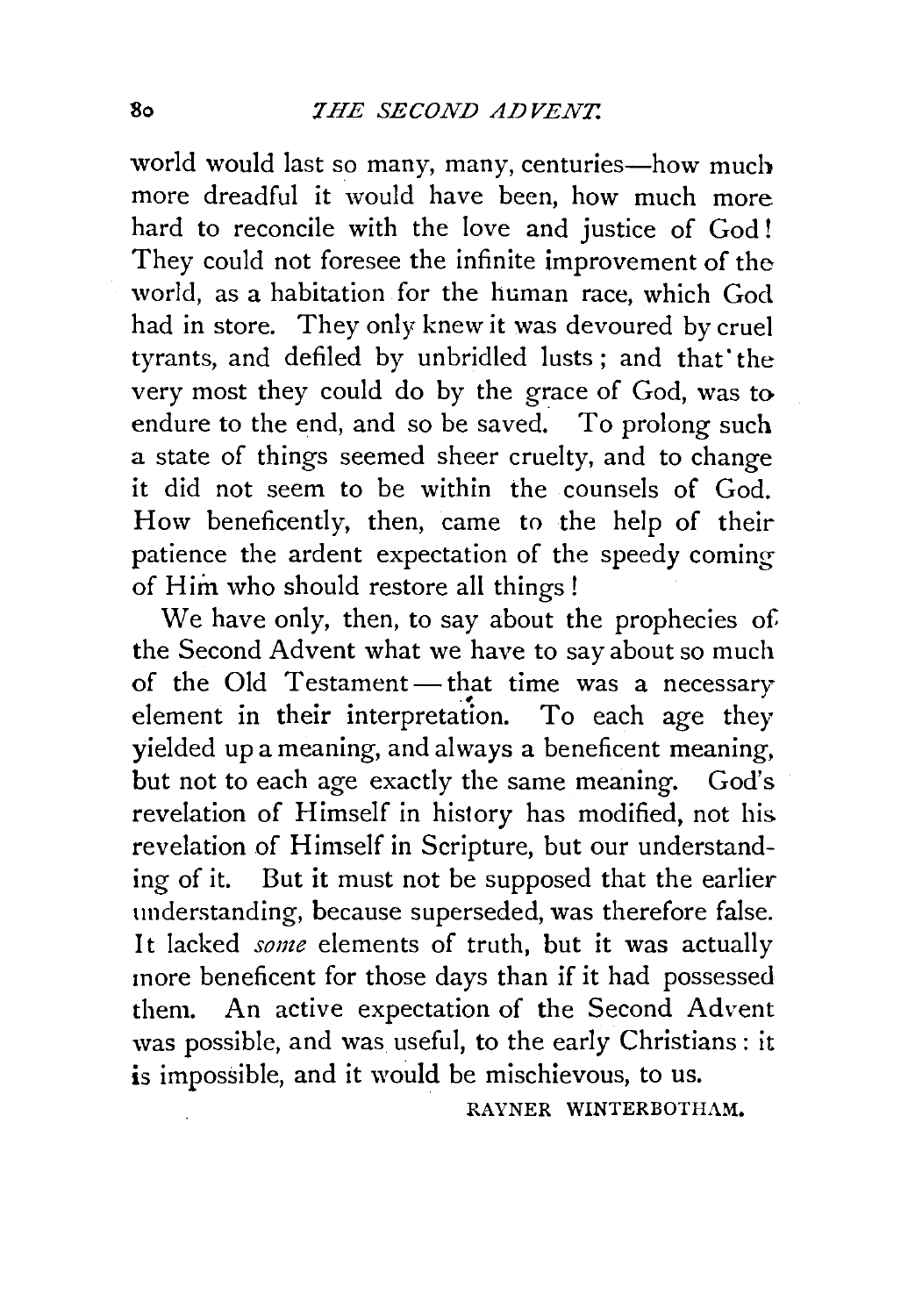world would last so many, many, centuries—how much more dreadful it would have been, how much more hard to reconcile with the love and justice of God! They could not foresee the infinite improvement of the world, as a habitation for the human race, which God had in store. They only knew it was devoured by cruel tyrants, and defiled by unbridled lusts; and that the very most they could do by the grace of God, was to endure to the end, and so be saved. To prolong such a state of things seemed sheer cruelty, and to change it did not seem to be within the counsels of God. How beneficently, then, came to the help of their patience the ardent expectation of the speedy coming of Him who should restore all things!

We have only, then, to say about the prophecies of the Second Advent what we have to say about so much of the Old Testament—that time was a necessary element in their interpretation. To each age they yielded up a meaning, and always a beneficent meaning, but not to each age exactly the same meaning. God's revelation of Himself in history has modified, not his revelation of Himself in Scripture, but our understanding of it. But it must not be supposed that the earlier understanding, because superseded, was therefore false. It lacked *some* elements of truth, but it was actually more beneficent for those days than if it had possessed them. An active expectation of the Second Advent was possible, and was useful, to the early Christians: it is impossible, and it would be mischievous, to us.

RAYNER WINTERBOTHAM.